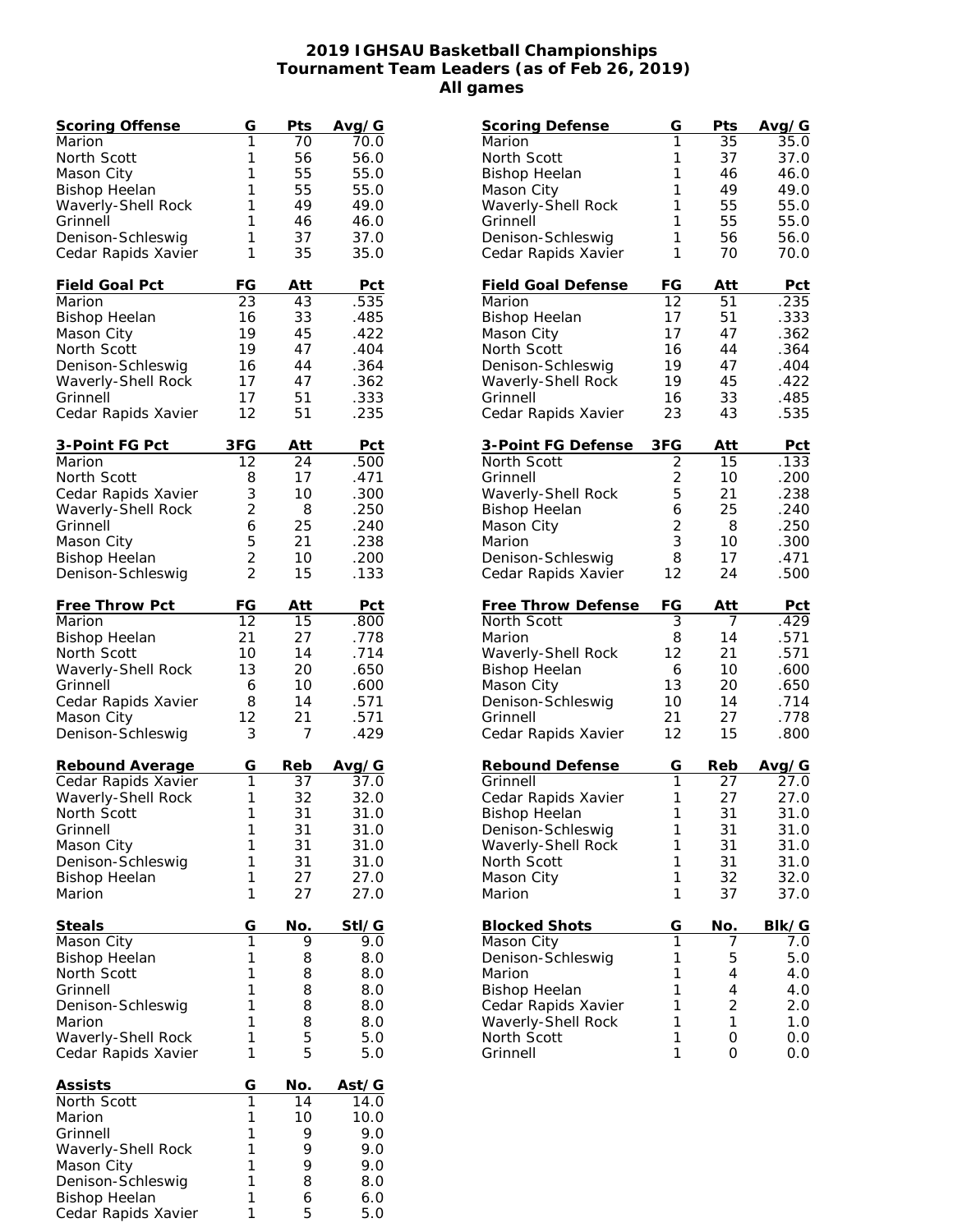# 2019 IGHSAU Basketball Championships
## Tournament Team Leaders (as of Feb 26, 2019)
### All games

| Scoring Offense | G | Pts | Avg/G |
|---|---|---|---|
| Marion | 1 | 70 | 70.0 |
| North Scott | 1 | 56 | 56.0 |
| Mason City | 1 | 55 | 55.0 |
| Bishop Heelan | 1 | 55 | 55.0 |
| Waverly-Shell Rock | 1 | 49 | 49.0 |
| Grinnell | 1 | 46 | 46.0 |
| Denison-Schleswig | 1 | 37 | 37.0 |
| Cedar Rapids Xavier | 1 | 35 | 35.0 |

| Field Goal Pct | FG | Att | Pct |
|---|---|---|---|
| Marion | 23 | 43 | .535 |
| Bishop Heelan | 16 | 33 | .485 |
| Mason City | 19 | 45 | .422 |
| North Scott | 19 | 47 | .404 |
| Denison-Schleswig | 16 | 44 | .364 |
| Waverly-Shell Rock | 17 | 47 | .362 |
| Grinnell | 17 | 51 | .333 |
| Cedar Rapids Xavier | 12 | 51 | .235 |

| 3-Point FG Pct | 3FG | Att | Pct |
|---|---|---|---|
| Marion | 12 | 24 | .500 |
| North Scott | 8 | 17 | .471 |
| Cedar Rapids Xavier | 3 | 10 | .300 |
| Waverly-Shell Rock | 2 | 8 | .250 |
| Grinnell | 6 | 25 | .240 |
| Mason City | 5 | 21 | .238 |
| Bishop Heelan | 2 | 10 | .200 |
| Denison-Schleswig | 2 | 15 | .133 |

| Free Throw Pct | FG | Att | Pct |
|---|---|---|---|
| Marion | 12 | 15 | .800 |
| Bishop Heelan | 21 | 27 | .778 |
| North Scott | 10 | 14 | .714 |
| Waverly-Shell Rock | 13 | 20 | .650 |
| Grinnell | 6 | 10 | .600 |
| Cedar Rapids Xavier | 8 | 14 | .571 |
| Mason City | 12 | 21 | .571 |
| Denison-Schleswig | 3 | 7 | .429 |

| Rebound Average | G | Reb | Avg/G |
|---|---|---|---|
| Cedar Rapids Xavier | 1 | 37 | 37.0 |
| Waverly-Shell Rock | 1 | 32 | 32.0 |
| North Scott | 1 | 31 | 31.0 |
| Grinnell | 1 | 31 | 31.0 |
| Mason City | 1 | 31 | 31.0 |
| Denison-Schleswig | 1 | 31 | 31.0 |
| Bishop Heelan | 1 | 27 | 27.0 |
| Marion | 1 | 27 | 27.0 |

| Steals | G | No. | Stl/G |
|---|---|---|---|
| Mason City | 1 | 9 | 9.0 |
| Bishop Heelan | 1 | 8 | 8.0 |
| North Scott | 1 | 8 | 8.0 |
| Grinnell | 1 | 8 | 8.0 |
| Denison-Schleswig | 1 | 8 | 8.0 |
| Marion | 1 | 8 | 8.0 |
| Waverly-Shell Rock | 1 | 5 | 5.0 |
| Cedar Rapids Xavier | 1 | 5 | 5.0 |

| Assists | G | No. | Ast/G |
|---|---|---|---|
| North Scott | 1 | 14 | 14.0 |
| Marion | 1 | 10 | 10.0 |
| Grinnell | 1 | 9 | 9.0 |
| Waverly-Shell Rock | 1 | 9 | 9.0 |
| Mason City | 1 | 9 | 9.0 |
| Denison-Schleswig | 1 | 8 | 8.0 |
| Bishop Heelan | 1 | 6 | 6.0 |
| Cedar Rapids Xavier | 1 | 5 | 5.0 |

| Scoring Defense | G | Pts | Avg/G |
|---|---|---|---|
| Marion | 1 | 35 | 35.0 |
| North Scott | 1 | 37 | 37.0 |
| Bishop Heelan | 1 | 46 | 46.0 |
| Mason City | 1 | 49 | 49.0 |
| Waverly-Shell Rock | 1 | 55 | 55.0 |
| Grinnell | 1 | 55 | 55.0 |
| Denison-Schleswig | 1 | 56 | 56.0 |
| Cedar Rapids Xavier | 1 | 70 | 70.0 |

| Field Goal Defense | FG | Att | Pct |
|---|---|---|---|
| Marion | 12 | 51 | .235 |
| Bishop Heelan | 17 | 51 | .333 |
| Mason City | 17 | 47 | .362 |
| North Scott | 16 | 44 | .364 |
| Denison-Schleswig | 19 | 47 | .404 |
| Waverly-Shell Rock | 19 | 45 | .422 |
| Grinnell | 16 | 33 | .485 |
| Cedar Rapids Xavier | 23 | 43 | .535 |

| 3-Point FG Defense | 3FG | Att | Pct |
|---|---|---|---|
| North Scott | 2 | 15 | .133 |
| Grinnell | 2 | 10 | .200 |
| Waverly-Shell Rock | 5 | 21 | .238 |
| Bishop Heelan | 6 | 25 | .240 |
| Mason City | 2 | 8 | .250 |
| Marion | 3 | 10 | .300 |
| Denison-Schleswig | 8 | 17 | .471 |
| Cedar Rapids Xavier | 12 | 24 | .500 |

| Free Throw Defense | FG | Att | Pct |
|---|---|---|---|
| North Scott | 3 | 7 | .429 |
| Marion | 8 | 14 | .571 |
| Waverly-Shell Rock | 12 | 21 | .571 |
| Bishop Heelan | 6 | 10 | .600 |
| Mason City | 13 | 20 | .650 |
| Denison-Schleswig | 10 | 14 | .714 |
| Grinnell | 21 | 27 | .778 |
| Cedar Rapids Xavier | 12 | 15 | .800 |

| Rebound Defense | G | Reb | Avg/G |
|---|---|---|---|
| Grinnell | 1 | 27 | 27.0 |
| Cedar Rapids Xavier | 1 | 27 | 27.0 |
| Bishop Heelan | 1 | 31 | 31.0 |
| Denison-Schleswig | 1 | 31 | 31.0 |
| Waverly-Shell Rock | 1 | 31 | 31.0 |
| North Scott | 1 | 31 | 31.0 |
| Mason City | 1 | 32 | 32.0 |
| Marion | 1 | 37 | 37.0 |

| Blocked Shots | G | No. | Blk/G |
|---|---|---|---|
| Mason City | 1 | 7 | 7.0 |
| Denison-Schleswig | 1 | 5 | 5.0 |
| Marion | 1 | 4 | 4.0 |
| Bishop Heelan | 1 | 4 | 4.0 |
| Cedar Rapids Xavier | 1 | 2 | 2.0 |
| Waverly-Shell Rock | 1 | 1 | 1.0 |
| North Scott | 1 | 0 | 0.0 |
| Grinnell | 1 | 0 | 0.0 |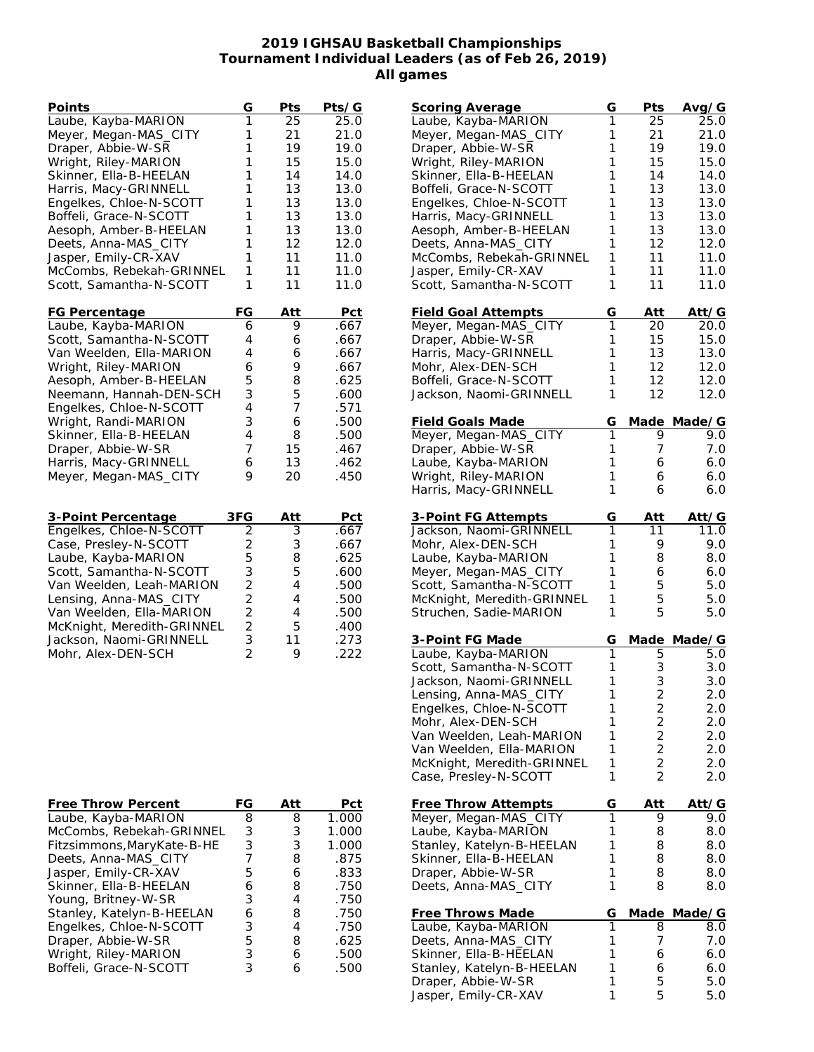## 2019 IGHSAU Basketball Championships
## Tournament Individual Leaders (as of Feb 26, 2019)
## All games

| Points | G | Pts | Pts/G |
|---|---|---|---|
| Laube, Kayba-MARION | 1 | 25 | 25.0 |
| Meyer, Megan-MAS_CITY | 1 | 21 | 21.0 |
| Draper, Abbie-W-SR | 1 | 19 | 19.0 |
| Wright, Riley-MARION | 1 | 15 | 15.0 |
| Skinner, Ella-B-HEELAN | 1 | 14 | 14.0 |
| Harris, Macy-GRINNELL | 1 | 13 | 13.0 |
| Engelkes, Chloe-N-SCOTT | 1 | 13 | 13.0 |
| Boffeli, Grace-N-SCOTT | 1 | 13 | 13.0 |
| Aesoph, Amber-B-HEELAN | 1 | 13 | 13.0 |
| Deets, Anna-MAS_CITY | 1 | 12 | 12.0 |
| Jasper, Emily-CR-XAV | 1 | 11 | 11.0 |
| McCombs, Rebekah-GRINNEL | 1 | 11 | 11.0 |
| Scott, Samantha-N-SCOTT | 1 | 11 | 11.0 |

| FG Percentage | FG | Att | Pct |
|---|---|---|---|
| Laube, Kayba-MARION | 6 | 9 | .667 |
| Scott, Samantha-N-SCOTT | 4 | 6 | .667 |
| Van Weelden, Ella-MARION | 4 | 6 | .667 |
| Wright, Riley-MARION | 6 | 9 | .667 |
| Aesoph, Amber-B-HEELAN | 5 | 8 | .625 |
| Neemann, Hannah-DEN-SCH | 3 | 5 | .600 |
| Engelkes, Chloe-N-SCOTT | 4 | 7 | .571 |
| Wright, Randi-MARION | 3 | 6 | .500 |
| Skinner, Ella-B-HEELAN | 4 | 8 | .500 |
| Draper, Abbie-W-SR | 7 | 15 | .467 |
| Harris, Macy-GRINNELL | 6 | 13 | .462 |
| Meyer, Megan-MAS_CITY | 9 | 20 | .450 |

| 3-Point Percentage | 3FG | Att | Pct |
|---|---|---|---|
| Engelkes, Chloe-N-SCOTT | 2 | 3 | .667 |
| Case, Presley-N-SCOTT | 2 | 3 | .667 |
| Laube, Kayba-MARION | 5 | 8 | .625 |
| Scott, Samantha-N-SCOTT | 3 | 5 | .600 |
| Van Weelden, Leah-MARION | 2 | 4 | .500 |
| Lensing, Anna-MAS_CITY | 2 | 4 | .500 |
| Van Weelden, Ella-MARION | 2 | 4 | .500 |
| McKnight, Meredith-GRINNEL | 2 | 5 | .400 |
| Jackson, Naomi-GRINNELL | 3 | 11 | .273 |
| Mohr, Alex-DEN-SCH | 2 | 9 | .222 |

| Free Throw Percent | FG | Att | Pct |
|---|---|---|---|
| Laube, Kayba-MARION | 8 | 8 | 1.000 |
| McCombs, Rebekah-GRINNEL | 3 | 3 | 1.000 |
| Fitzsimmons,MaryKate-B-HE | 3 | 3 | 1.000 |
| Deets, Anna-MAS_CITY | 7 | 8 | .875 |
| Jasper, Emily-CR-XAV | 5 | 6 | .833 |
| Skinner, Ella-B-HEELAN | 6 | 8 | .750 |
| Young, Britney-W-SR | 3 | 4 | .750 |
| Stanley, Katelyn-B-HEELAN | 6 | 8 | .750 |
| Engelkes, Chloe-N-SCOTT | 3 | 4 | .750 |
| Draper, Abbie-W-SR | 5 | 8 | .625 |
| Wright, Riley-MARION | 3 | 6 | .500 |
| Boffeli, Grace-N-SCOTT | 3 | 6 | .500 |

| Scoring Average | G | Pts | Avg/G |
|---|---|---|---|
| Laube, Kayba-MARION | 1 | 25 | 25.0 |
| Meyer, Megan-MAS_CITY | 1 | 21 | 21.0 |
| Draper, Abbie-W-SR | 1 | 19 | 19.0 |
| Wright, Riley-MARION | 1 | 15 | 15.0 |
| Skinner, Ella-B-HEELAN | 1 | 14 | 14.0 |
| Boffeli, Grace-N-SCOTT | 1 | 13 | 13.0 |
| Engelkes, Chloe-N-SCOTT | 1 | 13 | 13.0 |
| Harris, Macy-GRINNELL | 1 | 13 | 13.0 |
| Aesoph, Amber-B-HEELAN | 1 | 13 | 13.0 |
| Deets, Anna-MAS_CITY | 1 | 12 | 12.0 |
| McCombs, Rebekah-GRINNEL | 1 | 11 | 11.0 |
| Jasper, Emily-CR-XAV | 1 | 11 | 11.0 |
| Scott, Samantha-N-SCOTT | 1 | 11 | 11.0 |

| Field Goal Attempts | G | Att | Att/G |
|---|---|---|---|
| Meyer, Megan-MAS_CITY | 1 | 20 | 20.0 |
| Draper, Abbie-W-SR | 1 | 15 | 15.0 |
| Harris, Macy-GRINNELL | 1 | 13 | 13.0 |
| Mohr, Alex-DEN-SCH | 1 | 12 | 12.0 |
| Boffeli, Grace-N-SCOTT | 1 | 12 | 12.0 |
| Jackson, Naomi-GRINNELL | 1 | 12 | 12.0 |

| Field Goals Made | G | Made | Made/G |
|---|---|---|---|
| Meyer, Megan-MAS_CITY | 1 | 9 | 9.0 |
| Draper, Abbie-W-SR | 1 | 7 | 7.0 |
| Laube, Kayba-MARION | 1 | 6 | 6.0 |
| Wright, Riley-MARION | 1 | 6 | 6.0 |
| Harris, Macy-GRINNELL | 1 | 6 | 6.0 |

| 3-Point FG Attempts | G | Att | Att/G |
|---|---|---|---|
| Jackson, Naomi-GRINNELL | 1 | 11 | 11.0 |
| Mohr, Alex-DEN-SCH | 1 | 9 | 9.0 |
| Laube, Kayba-MARION | 1 | 8 | 8.0 |
| Meyer, Megan-MAS_CITY | 1 | 6 | 6.0 |
| Scott, Samantha-N-SCOTT | 1 | 5 | 5.0 |
| McKnight, Meredith-GRINNEL | 1 | 5 | 5.0 |
| Struchen, Sadie-MARION | 1 | 5 | 5.0 |

| 3-Point FG Made | G | Made | Made/G |
|---|---|---|---|
| Laube, Kayba-MARION | 1 | 5 | 5.0 |
| Scott, Samantha-N-SCOTT | 1 | 3 | 3.0 |
| Jackson, Naomi-GRINNELL | 1 | 3 | 3.0 |
| Lensing, Anna-MAS_CITY | 1 | 2 | 2.0 |
| Engelkes, Chloe-N-SCOTT | 1 | 2 | 2.0 |
| Mohr, Alex-DEN-SCH | 1 | 2 | 2.0 |
| Van Weelden, Leah-MARION | 1 | 2 | 2.0 |
| Van Weelden, Ella-MARION | 1 | 2 | 2.0 |
| McKnight, Meredith-GRINNEL | 1 | 2 | 2.0 |
| Case, Presley-N-SCOTT | 1 | 2 | 2.0 |

| Free Throw Attempts | G | Att | Att/G |
|---|---|---|---|
| Meyer, Megan-MAS_CITY | 1 | 9 | 9.0 |
| Laube, Kayba-MARION | 1 | 8 | 8.0 |
| Stanley, Katelyn-B-HEELAN | 1 | 8 | 8.0 |
| Skinner, Ella-B-HEELAN | 1 | 8 | 8.0 |
| Draper, Abbie-W-SR | 1 | 8 | 8.0 |
| Deets, Anna-MAS_CITY | 1 | 8 | 8.0 |

| Free Throws Made | G | Made | Made/G |
|---|---|---|---|
| Laube, Kayba-MARION | 1 | 8 | 8.0 |
| Deets, Anna-MAS_CITY | 1 | 7 | 7.0 |
| Skinner, Ella-B-HEELAN | 1 | 6 | 6.0 |
| Stanley, Katelyn-B-HEELAN | 1 | 6 | 6.0 |
| Draper, Abbie-W-SR | 1 | 5 | 5.0 |
| Jasper, Emily-CR-XAV | 1 | 5 | 5.0 |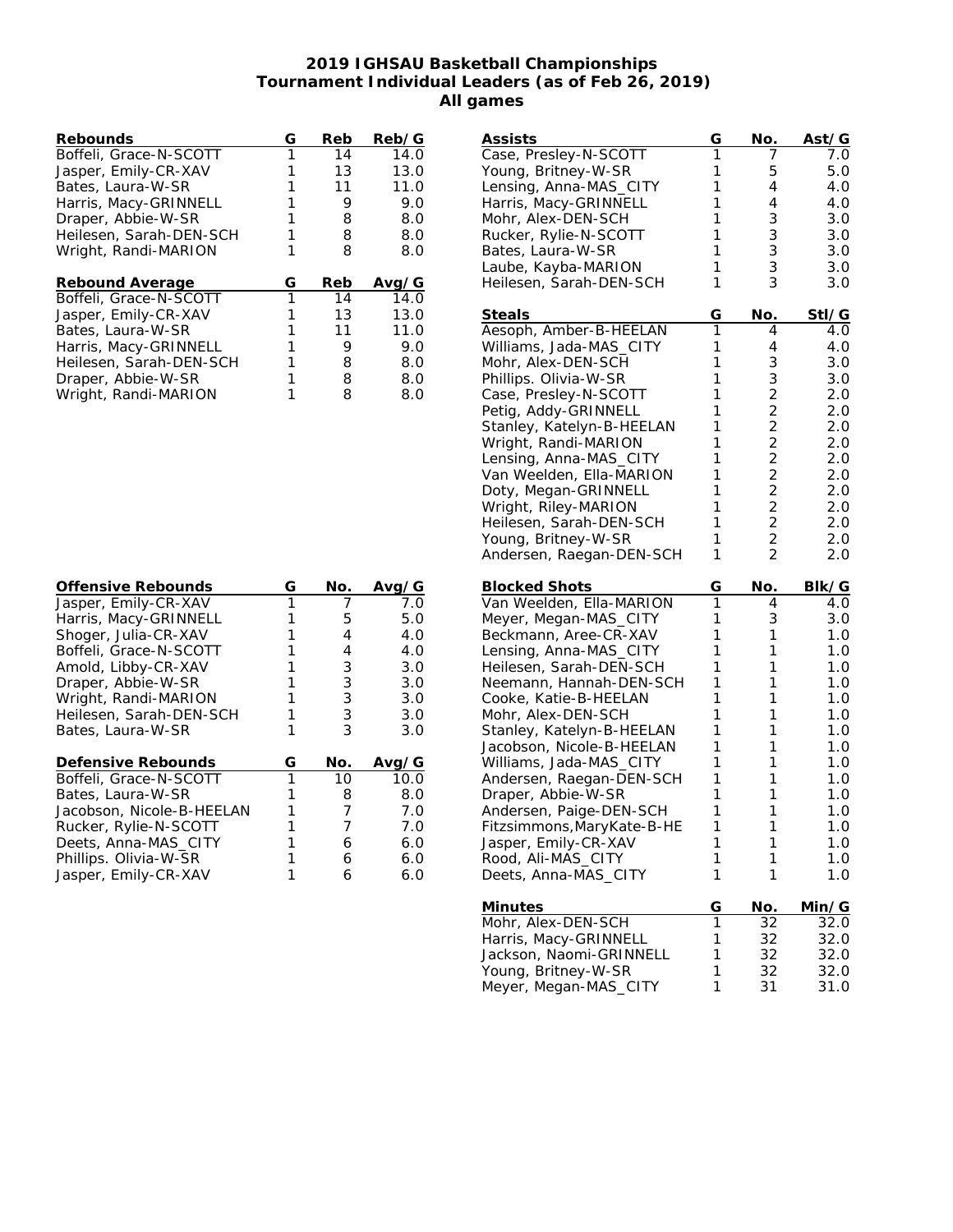## 2019 IGHSAU Basketball Championships
## Tournament Individual Leaders (as of Feb 26, 2019)
## All games

| Rebounds | G | Reb | Reb/G |
|---|---|---|---|
| Boffeli, Grace-N-SCOTT | 1 | 14 | 14.0 |
| Jasper, Emily-CR-XAV | 1 | 13 | 13.0 |
| Bates, Laura-W-SR | 1 | 11 | 11.0 |
| Harris, Macy-GRINNELL | 1 | 9 | 9.0 |
| Draper, Abbie-W-SR | 1 | 8 | 8.0 |
| Heilesen, Sarah-DEN-SCH | 1 | 8 | 8.0 |
| Wright, Randi-MARION | 1 | 8 | 8.0 |

| Rebound Average | G | Reb | Avg/G |
|---|---|---|---|
| Boffeli, Grace-N-SCOTT | 1 | 14 | 14.0 |
| Jasper, Emily-CR-XAV | 1 | 13 | 13.0 |
| Bates, Laura-W-SR | 1 | 11 | 11.0 |
| Harris, Macy-GRINNELL | 1 | 9 | 9.0 |
| Heilesen, Sarah-DEN-SCH | 1 | 8 | 8.0 |
| Draper, Abbie-W-SR | 1 | 8 | 8.0 |
| Wright, Randi-MARION | 1 | 8 | 8.0 |

| Offensive Rebounds | G | No. | Avg/G |
|---|---|---|---|
| Jasper, Emily-CR-XAV | 1 | 7 | 7.0 |
| Harris, Macy-GRINNELL | 1 | 5 | 5.0 |
| Shoger, Julia-CR-XAV | 1 | 4 | 4.0 |
| Boffeli, Grace-N-SCOTT | 1 | 4 | 4.0 |
| Amold, Libby-CR-XAV | 1 | 3 | 3.0 |
| Draper, Abbie-W-SR | 1 | 3 | 3.0 |
| Wright, Randi-MARION | 1 | 3 | 3.0 |
| Heilesen, Sarah-DEN-SCH | 1 | 3 | 3.0 |
| Bates, Laura-W-SR | 1 | 3 | 3.0 |

| Defensive Rebounds | G | No. | Avg/G |
|---|---|---|---|
| Boffeli, Grace-N-SCOTT | 1 | 10 | 10.0 |
| Bates, Laura-W-SR | 1 | 8 | 8.0 |
| Jacobson, Nicole-B-HEELAN | 1 | 7 | 7.0 |
| Rucker, Rylie-N-SCOTT | 1 | 7 | 7.0 |
| Deets, Anna-MAS_CITY | 1 | 6 | 6.0 |
| Phillips. Olivia-W-SR | 1 | 6 | 6.0 |
| Jasper, Emily-CR-XAV | 1 | 6 | 6.0 |

| Assists | G | No. | Ast/G |
|---|---|---|---|
| Case, Presley-N-SCOTT | 1 | 7 | 7.0 |
| Young, Britney-W-SR | 1 | 5 | 5.0 |
| Lensing, Anna-MAS_CITY | 1 | 4 | 4.0 |
| Harris, Macy-GRINNELL | 1 | 4 | 4.0 |
| Mohr, Alex-DEN-SCH | 1 | 3 | 3.0 |
| Rucker, Rylie-N-SCOTT | 1 | 3 | 3.0 |
| Bates, Laura-W-SR | 1 | 3 | 3.0 |
| Laube, Kayba-MARION | 1 | 3 | 3.0 |
| Heilesen, Sarah-DEN-SCH | 1 | 3 | 3.0 |

| Steals | G | No. | Stl/G |
|---|---|---|---|
| Aesoph, Amber-B-HEELAN | 1 | 4 | 4.0 |
| Williams, Jada-MAS_CITY | 1 | 4 | 4.0 |
| Mohr, Alex-DEN-SCH | 1 | 3 | 3.0 |
| Phillips. Olivia-W-SR | 1 | 3 | 3.0 |
| Case, Presley-N-SCOTT | 1 | 2 | 2.0 |
| Petig, Addy-GRINNELL | 1 | 2 | 2.0 |
| Stanley, Katelyn-B-HEELAN | 1 | 2 | 2.0 |
| Wright, Randi-MARION | 1 | 2 | 2.0 |
| Lensing, Anna-MAS_CITY | 1 | 2 | 2.0 |
| Van Weelden, Ella-MARION | 1 | 2 | 2.0 |
| Doty, Megan-GRINNELL | 1 | 2 | 2.0 |
| Wright, Riley-MARION | 1 | 2 | 2.0 |
| Heilesen, Sarah-DEN-SCH | 1 | 2 | 2.0 |
| Young, Britney-W-SR | 1 | 2 | 2.0 |
| Andersen, Raegan-DEN-SCH | 1 | 2 | 2.0 |

| Blocked Shots | G | No. | Blk/G |
|---|---|---|---|
| Van Weelden, Ella-MARION | 1 | 4 | 4.0 |
| Meyer, Megan-MAS_CITY | 1 | 3 | 3.0 |
| Beckmann, Aree-CR-XAV | 1 | 1 | 1.0 |
| Lensing, Anna-MAS_CITY | 1 | 1 | 1.0 |
| Heilesen, Sarah-DEN-SCH | 1 | 1 | 1.0 |
| Neemann, Hannah-DEN-SCH | 1 | 1 | 1.0 |
| Cooke, Katie-B-HEELAN | 1 | 1 | 1.0 |
| Mohr, Alex-DEN-SCH | 1 | 1 | 1.0 |
| Stanley, Katelyn-B-HEELAN | 1 | 1 | 1.0 |
| Jacobson, Nicole-B-HEELAN | 1 | 1 | 1.0 |
| Williams, Jada-MAS_CITY | 1 | 1 | 1.0 |
| Andersen, Raegan-DEN-SCH | 1 | 1 | 1.0 |
| Draper, Abbie-W-SR | 1 | 1 | 1.0 |
| Andersen, Paige-DEN-SCH | 1 | 1 | 1.0 |
| Fitzsimmons,MaryKate-B-HE | 1 | 1 | 1.0 |
| Jasper, Emily-CR-XAV | 1 | 1 | 1.0 |
| Rood, Ali-MAS_CITY | 1 | 1 | 1.0 |
| Deets, Anna-MAS_CITY | 1 | 1 | 1.0 |

| Minutes | G | No. | Min/G |
|---|---|---|---|
| Mohr, Alex-DEN-SCH | 1 | 32 | 32.0 |
| Harris, Macy-GRINNELL | 1 | 32 | 32.0 |
| Jackson, Naomi-GRINNELL | 1 | 32 | 32.0 |
| Young, Britney-W-SR | 1 | 32 | 32.0 |
| Meyer, Megan-MAS_CITY | 1 | 31 | 31.0 |